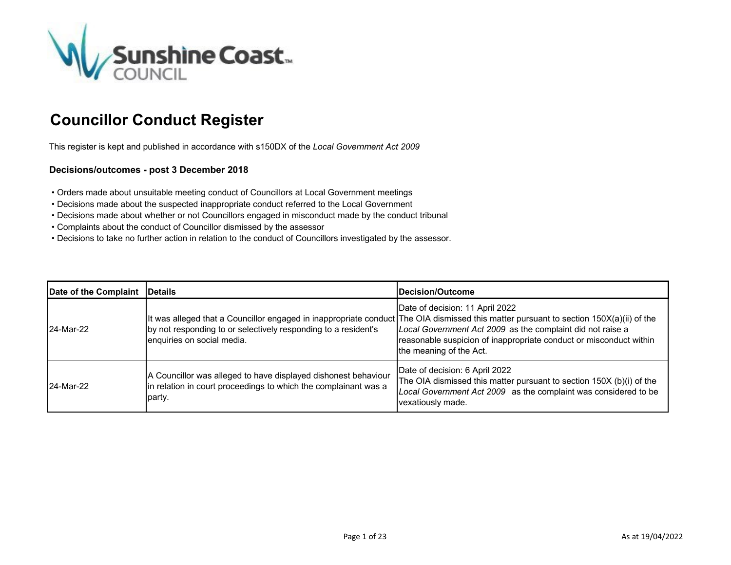# Councillor Conduct Register

This register is kept and published in accordance with s150DX of the *Local Government Act 2009*

### Decisions/outcomes - post 3 December 2018

- Orders made about unsuitable meeting conduct of Councillors at Local Government meetings
- Decisions made about the suspected inappropriate conduct referred to the Local Government
- Decisions made about whether or not Councillors engaged in misconduct made by the conduct tribunal
- Complaints about the conduct of Councillor dismissed by the assessor
- Decisions to take no further action in relation to the conduct of Councillors investigated by the assessor.

| Date of the Complaint | Details | Decision/Outcome |
|---|---|---|
| 24-Mar-22 | It was alleged that a Councillor engaged in inappropriate conduct by not responding to or selectively responding to a resident's enquiries on social media. | Date of decision: 11 April 2022<br>The OIA dismissed this matter pursuant to section 150X(a)(ii) of the *Local Government Act 2009* as the complaint did not raise a reasonable suspicion of inappropriate conduct or misconduct within the meaning of the Act. |
| 24-Mar-22 | A Councillor was alleged to have displayed dishonest behaviour in relation in court proceedings to which the complainant was a party. | Date of decision: 6 April 2022<br>The OIA dismissed this matter pursuant to section 150X (b)(i) of the *Local Government Act 2009* as the complaint was considered to be vexatiously made. |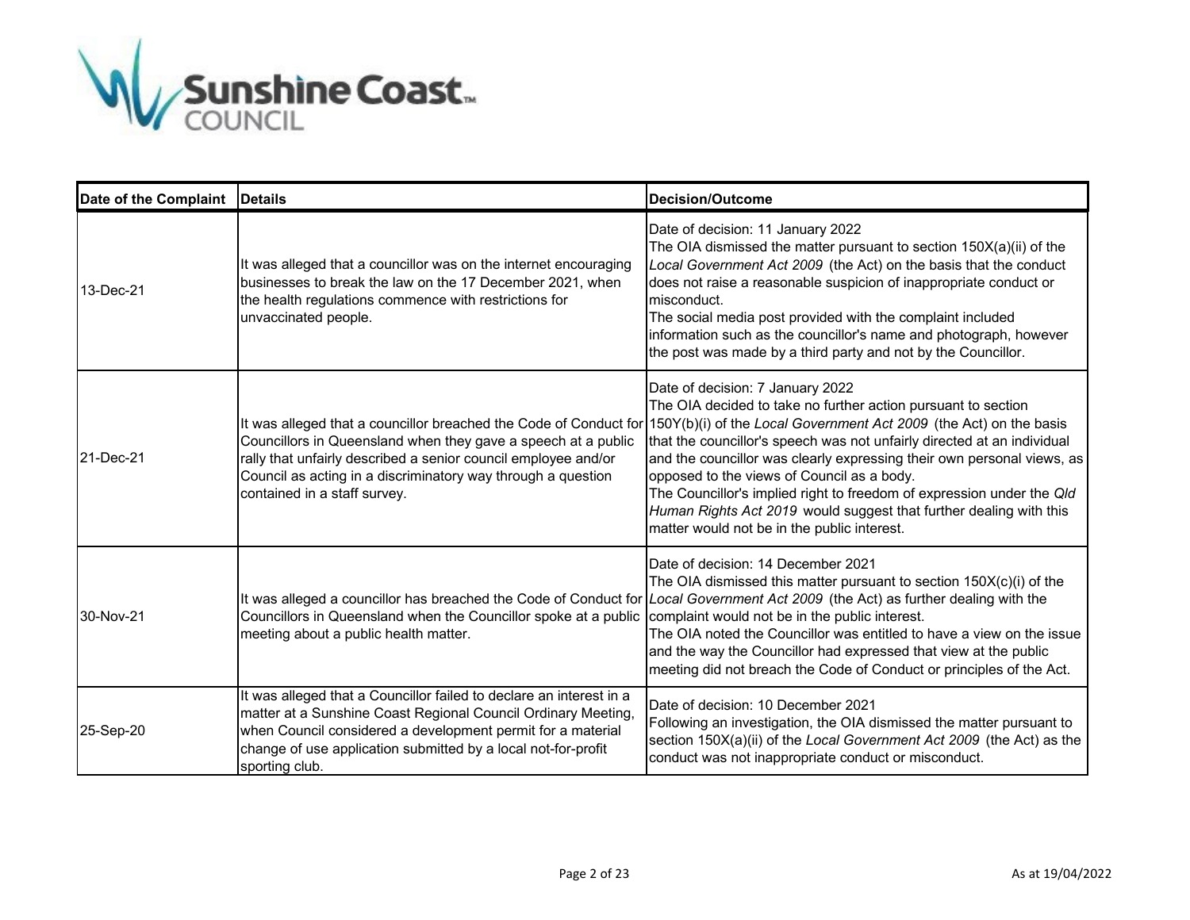| Date of the Complaint | Details | Decision/Outcome |
|---|---|---|
| 13-Dec-21 | It was alleged that a councillor was on the internet encouraging businesses to break the law on the 17 December 2021, when the health regulations commence with restrictions for unvaccinated people. | Date of decision: 11 January 2022<br>The OIA dismissed the matter pursuant to section 150X(a)(ii) of the *Local Government Act 2009* (the Act) on the basis that the conduct does not raise a reasonable suspicion of inappropriate conduct or misconduct.<br>The social media post provided with the complaint included information such as the councillor's name and photograph, however the post was made by a third party and not by the Councillor. |
| 21-Dec-21 | It was alleged that a councillor breached the Code of Conduct for Councillors in Queensland when they gave a speech at a public rally that unfairly described a senior council employee and/or Council as acting in a discriminatory way through a question contained in a staff survey. | Date of decision: 7 January 2022<br>The OIA decided to take no further action pursuant to section 150Y(b)(i) of the *Local Government Act 2009* (the Act) on the basis that the councillor's speech was not unfairly directed at an individual and the councillor was clearly expressing their own personal views, as opposed to the views of Council as a body.<br>The Councillor's implied right to freedom of expression under the *Qld Human Rights Act 2019* would suggest that further dealing with this matter would not be in the public interest. |
| 30-Nov-21 | It was alleged a councillor has breached the Code of Conduct for Councillors in Queensland when the Councillor spoke at a public meeting about a public health matter. | Date of decision: 14 December 2021<br>The OIA dismissed this matter pursuant to section 150X(c)(i) of the *Local Government Act 2009* (the Act) as further dealing with the complaint would not be in the public interest.<br>The OIA noted the Councillor was entitled to have a view on the issue and the way the Councillor had expressed that view at the public meeting did not breach the Code of Conduct or principles of the Act. |
| 25-Sep-20 | It was alleged that a Councillor failed to declare an interest in a matter at a Sunshine Coast Regional Council Ordinary Meeting, when Council considered a development permit for a material change of use application submitted by a local not-for-profit sporting club. | Date of decision: 10 December 2021<br>Following an investigation, the OIA dismissed the matter pursuant to section 150X(a)(ii) of the *Local Government Act 2009* (the Act) as the conduct was not inappropriate conduct or misconduct. |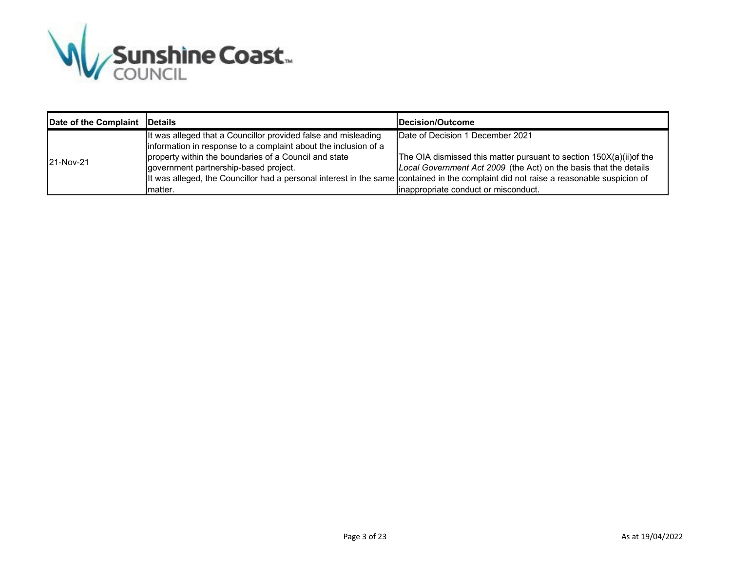| Date of the Complaint | Details | Decision/Outcome |
|---|---|---|
| 21-Nov-21 | It was alleged that a Councillor provided false and misleading information in response to a complaint about the inclusion of a property within the boundaries of a Council and state government partnership-based project.<br>It was alleged, the Councillor had a personal interest in the same matter. | Date of Decision 1 December 2021<br><br>The OIA dismissed this matter pursuant to section 150X(a)(ii)of the *Local Government Act 2009* (the Act) on the basis that the details contained in the complaint did not raise a reasonable suspicion of inappropriate conduct or misconduct. |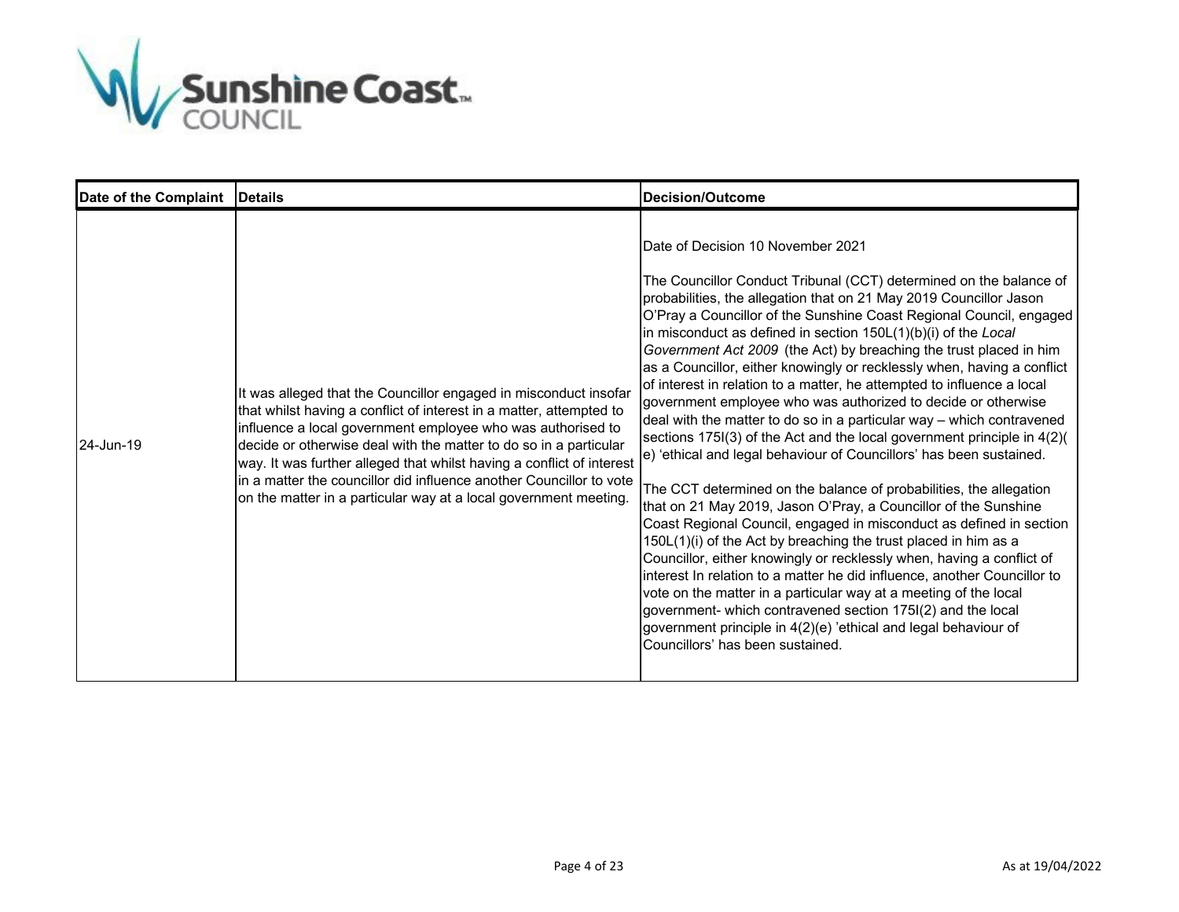| Date of the Complaint | Details | Decision/Outcome |
|---|---|---|
| 24-Jun-19 | It was alleged that the Councillor engaged in misconduct insofar that whilst having a conflict of interest in a matter, attempted to influence a local government employee who was authorised to decide or otherwise deal with the matter to do so in a particular way. It was further alleged that whilst having a conflict of interest in a matter the councillor did influence another Councillor to vote on the matter in a particular way at a local government meeting. | Date of Decision 10 November 2021<br><br>The Councillor Conduct Tribunal (CCT) determined on the balance of probabilities, the allegation that on 21 May 2019 Councillor Jason O'Pray a Councillor of the Sunshine Coast Regional Council, engaged in misconduct as defined in section 150L(1)(b)(i) of the *Local Government Act 2009* (the Act) by breaching the trust placed in him as a Councillor, either knowingly or recklessly when, having a conflict of interest in relation to a matter, he attempted to influence a local government employee who was authorized to decide or otherwise deal with the matter to do so in a particular way – which contravened sections 175I(3) of the Act and the local government principle in 4(2)(e) 'ethical and legal behaviour of Councillors' has been sustained.<br><br>The CCT determined on the balance of probabilities, the allegation that on 21 May 2019, Jason O'Pray, a Councillor of the Sunshine Coast Regional Council, engaged in misconduct as defined in section 150L(1)(i) of the Act by breaching the trust placed in him as a Councillor, either knowingly or recklessly when, having a conflict of interest In relation to a matter he did influence, another Councillor to vote on the matter in a particular way at a meeting of the local government- which contravened section 175I(2) and the local government principle in 4(2)(e) 'ethical and legal behaviour of Councillors' has been sustained. |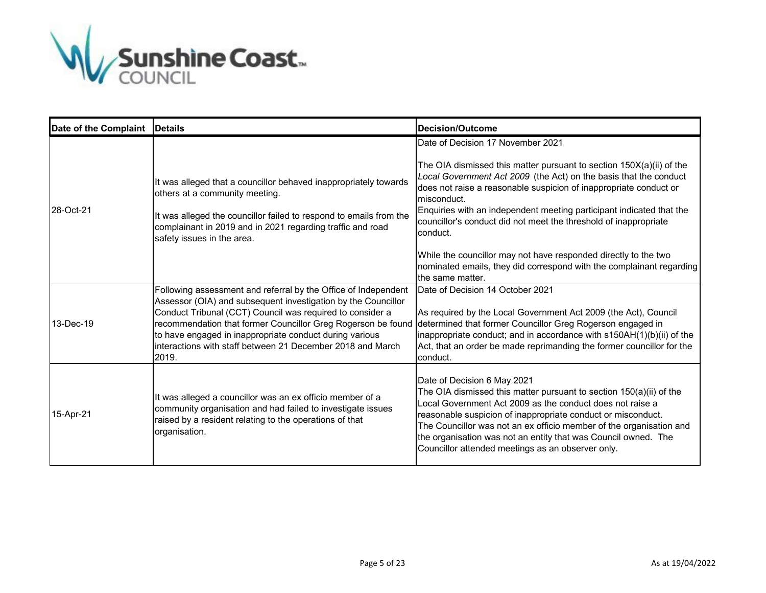| Date of the Complaint | Details | Decision/Outcome |
| --- | --- | --- |
| 28-Oct-21 | It was alleged that a councillor behaved inappropriately towards others at a community meeting.<br><br>It was alleged the councillor failed to respond to emails from the complainant in 2019 and in 2021 regarding traffic and road safety issues in the area. | Date of Decision 17 November 2021<br><br>The OIA dismissed this matter pursuant to section 150X(a)(ii) of the *Local Government Act 2009* (the Act) on the basis that the conduct does not raise a reasonable suspicion of inappropriate conduct or misconduct.<br>Enquiries with an independent meeting participant indicated that the councillor's conduct did not meet the threshold of inappropriate conduct.<br><br>While the councillor may not have responded directly to the two nominated emails, they did correspond with the complainant regarding the same matter. |
| 13-Dec-19 | Following assessment and referral by the Office of Independent Assessor (OIA) and subsequent investigation by the Councillor Conduct Tribunal (CCT) Council was required to consider a recommendation that former Councillor Greg Rogerson be found to have engaged in inappropriate conduct during various interactions with staff between 21 December 2018 and March 2019. | Date of Decision 14 October 2021<br><br>As required by the Local Government Act 2009 (the Act), Council determined that former Councillor Greg Rogerson engaged in inappropriate conduct; and in accordance with s150AH(1)(b)(ii) of the Act, that an order be made reprimanding the former councillor for the conduct. |
| 15-Apr-21 | It was alleged a councillor was an ex officio member of a community organisation and had failed to investigate issues raised by a resident relating to the operations of that organisation. | Date of Decision 6 May 2021<br>The OIA dismissed this matter pursuant to section 150(a)(ii) of the Local Government Act 2009 as the conduct does not raise a reasonable suspicion of inappropriate conduct or misconduct.<br>The Councillor was not an ex officio member of the organisation and the organisation was not an entity that was Council owned. The Councillor attended meetings as an observer only. |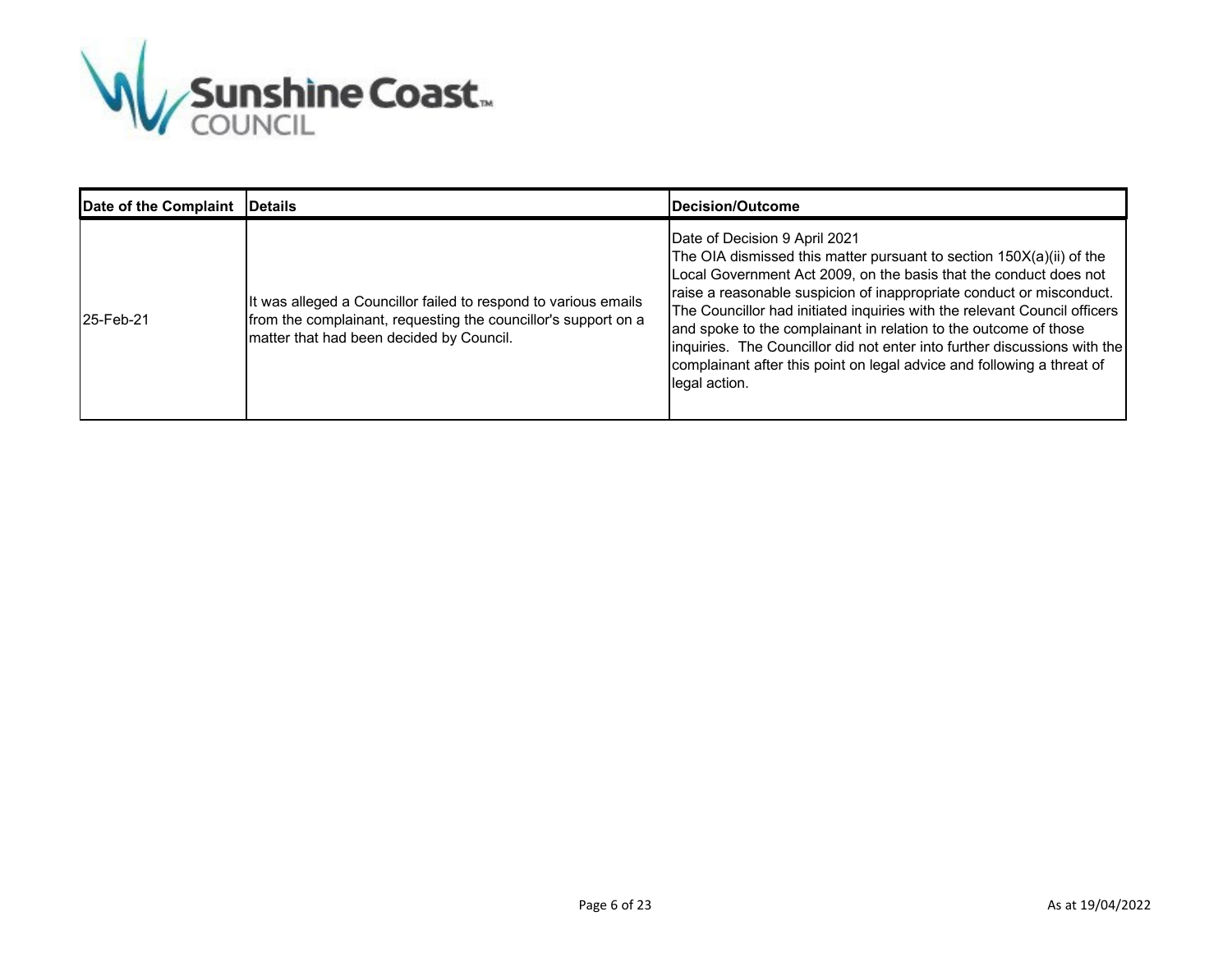| Date of the Complaint | Details | Decision/Outcome |
|---|---|---|
| 25-Feb-21 | It was alleged a Councillor failed to respond to various emails from the complainant, requesting the councillor's support on a matter that had been decided by Council. | Date of Decision 9 April 2021<br>The OIA dismissed this matter pursuant to section 150X(a)(ii) of the Local Government Act 2009, on the basis that the conduct does not raise a reasonable suspicion of inappropriate conduct or misconduct. The Councillor had initiated inquiries with the relevant Council officers and spoke to the complainant in relation to the outcome of those inquiries. The Councillor did not enter into further discussions with the complainant after this point on legal advice and following a threat of legal action. |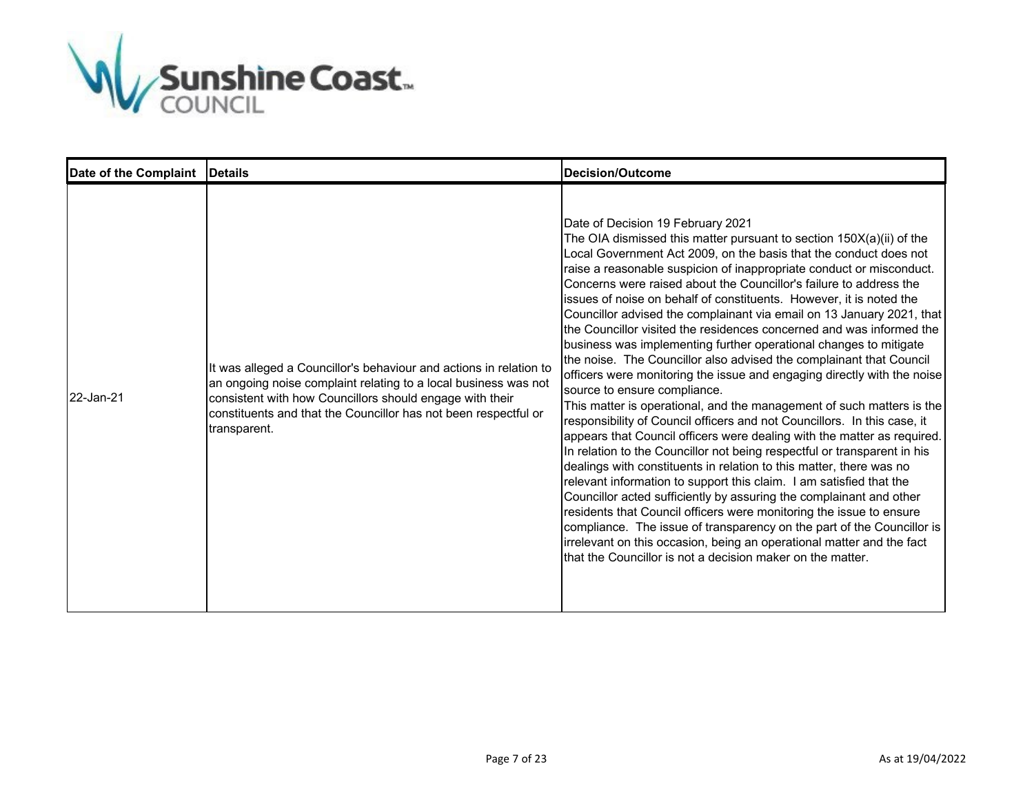| Date of the Complaint | Details | Decision/Outcome |
|---|---|---|
| 22-Jan-21 | It was alleged a Councillor's behaviour and actions in relation to an ongoing noise complaint relating to a local business was not consistent with how Councillors should engage with their constituents and that the Councillor has not been respectful or transparent. | Date of Decision 19 February 2021<br>The OIA dismissed this matter pursuant to section 150X(a)(ii) of the Local Government Act 2009, on the basis that the conduct does not raise a reasonable suspicion of inappropriate conduct or misconduct. Concerns were raised about the Councillor's failure to address the issues of noise on behalf of constituents. However, it is noted the Councillor advised the complainant via email on 13 January 2021, that the Councillor visited the residences concerned and was informed the business was implementing further operational changes to mitigate the noise. The Councillor also advised the complainant that Council officers were monitoring the issue and engaging directly with the noise source to ensure compliance.<br>This matter is operational, and the management of such matters is the responsibility of Council officers and not Councillors. In this case, it appears that Council officers were dealing with the matter as required. In relation to the Councillor not being respectful or transparent in his dealings with constituents in relation to this matter, there was no relevant information to support this claim. I am satisfied that the Councillor acted sufficiently by assuring the complainant and other residents that Council officers were monitoring the issue to ensure compliance. The issue of transparency on the part of the Councillor is irrelevant on this occasion, being an operational matter and the fact that the Councillor is not a decision maker on the matter. |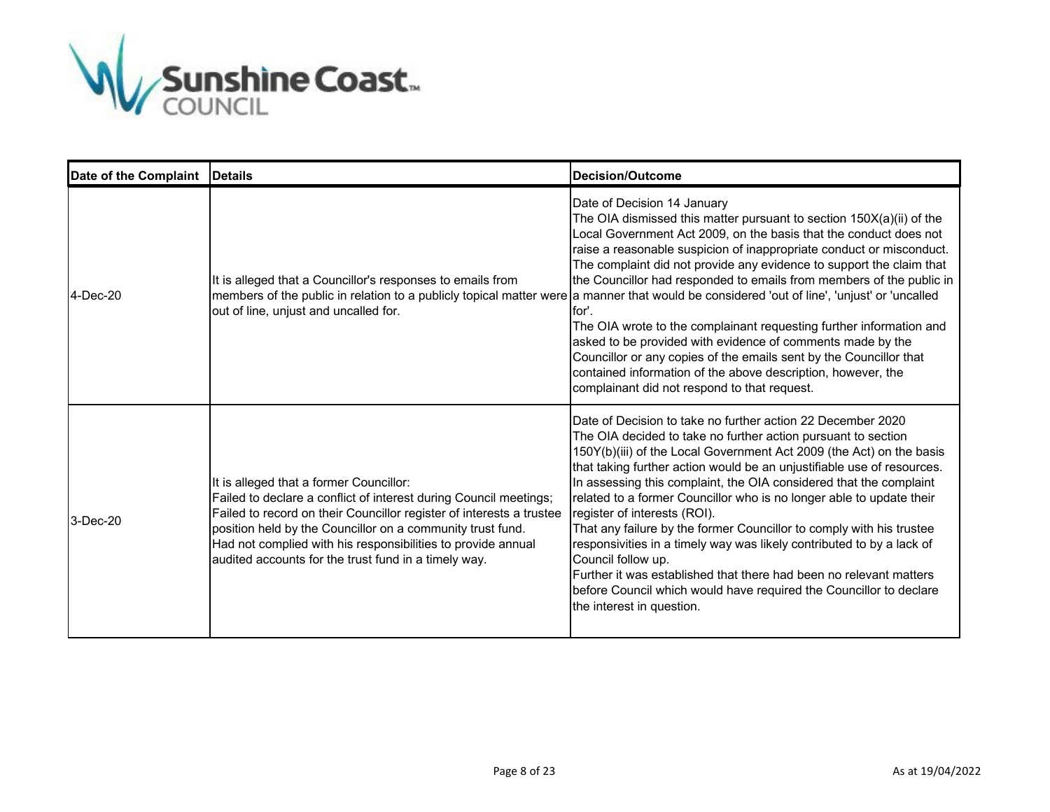| Date of the Complaint | Details | Decision/Outcome |
| --- | --- | --- |
| 4-Dec-20 | It is alleged that a Councillor's responses to emails from members of the public in relation to a publicly topical matter were out of line, unjust and uncalled for. | Date of Decision 14 January<br>The OIA dismissed this matter pursuant to section 150X(a)(ii) of the Local Government Act 2009, on the basis that the conduct does not raise a reasonable suspicion of inappropriate conduct or misconduct. The complaint did not provide any evidence to support the claim that the Councillor had responded to emails from members of the public in a manner that would be considered 'out of line', 'unjust' or 'uncalled for'.<br>The OIA wrote to the complainant requesting further information and asked to be provided with evidence of comments made by the Councillor or any copies of the emails sent by the Councillor that contained information of the above description, however, the complainant did not respond to that request. |
| 3-Dec-20 | It is alleged that a former Councillor:<br>Failed to declare a conflict of interest during Council meetings;<br>Failed to record on their Councillor register of interests a trustee position held by the Councillor on a community trust fund.<br>Had not complied with his responsibilities to provide annual audited accounts for the trust fund in a timely way. | Date of Decision to take no further action 22 December 2020<br>The OIA decided to take no further action pursuant to section 150Y(b)(iii) of the Local Government Act 2009 (the Act) on the basis that taking further action would be an unjustifiable use of resources.<br>In assessing this complaint, the OIA considered that the complaint related to a former Councillor who is no longer able to update their register of interests (ROI).<br>That any failure by the former Councillor to comply with his trustee responsivities in a timely way was likely contributed to by a lack of Council follow up.<br>Further it was established that there had been no relevant matters before Council which would have required the Councillor to declare the interest in question. |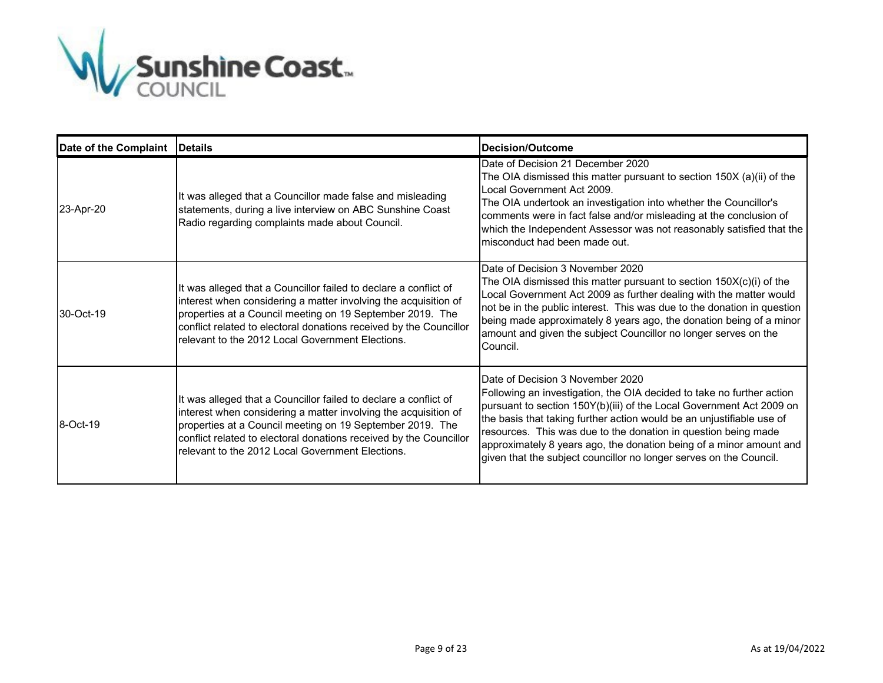| Date of the Complaint | Details | Decision/Outcome |
|---|---|---|
| 23-Apr-20 | It was alleged that a Councillor made false and misleading statements, during a live interview on ABC Sunshine Coast Radio regarding complaints made about Council. | Date of Decision 21 December 2020<br>The OIA dismissed this matter pursuant to section 150X (a)(ii) of the Local Government Act 2009.<br>The OIA undertook an investigation into whether the Councillor's comments were in fact false and/or misleading at the conclusion of which the Independent Assessor was not reasonably satisfied that the misconduct had been made out. |
| 30-Oct-19 | It was alleged that a Councillor failed to declare a conflict of interest when considering a matter involving the acquisition of properties at a Council meeting on 19 September 2019. The conflict related to electoral donations received by the Councillor relevant to the 2012 Local Government Elections. | Date of Decision 3 November 2020<br>The OIA dismissed this matter pursuant to section 150X(c)(i) of the Local Government Act 2009 as further dealing with the matter would not be in the public interest. This was due to the donation in question being made approximately 8 years ago, the donation being of a minor amount and given the subject Councillor no longer serves on the Council. |
| 8-Oct-19 | It was alleged that a Councillor failed to declare a conflict of interest when considering a matter involving the acquisition of properties at a Council meeting on 19 September 2019. The conflict related to electoral donations received by the Councillor relevant to the 2012 Local Government Elections. | Date of Decision 3 November 2020<br>Following an investigation, the OIA decided to take no further action pursuant to section 150Y(b)(iii) of the Local Government Act 2009 on the basis that taking further action would be an unjustifiable use of resources. This was due to the donation in question being made approximately 8 years ago, the donation being of a minor amount and given that the subject councillor no longer serves on the Council. |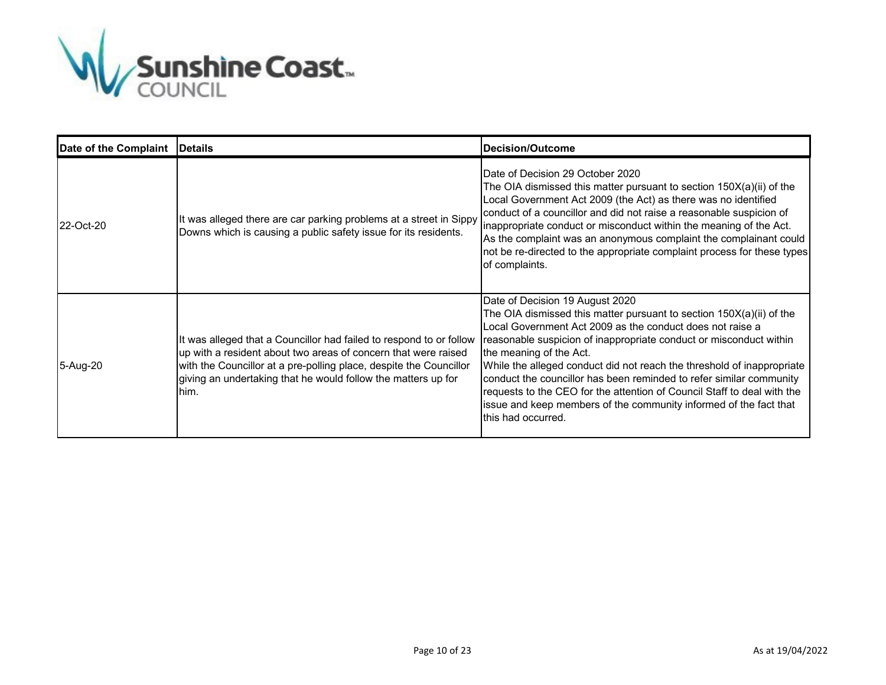| Date of the Complaint | Details | Decision/Outcome |
|---|---|---|
| 22-Oct-20 | It was alleged there are car parking problems at a street in Sippy Downs which is causing a public safety issue for its residents. | Date of Decision 29 October 2020<br>The OIA dismissed this matter pursuant to section 150X(a)(ii) of the Local Government Act 2009 (the Act) as there was no identified conduct of a councillor and did not raise a reasonable suspicion of inappropriate conduct or misconduct within the meaning of the Act.<br>As the complaint was an anonymous complaint the complainant could not be re-directed to the appropriate complaint process for these types of complaints. |
| 5-Aug-20 | It was alleged that a Councillor had failed to respond to or follow up with a resident about two areas of concern that were raised with the Councillor at a pre-polling place, despite the Councillor giving an undertaking that he would follow the matters up for him. | Date of Decision 19 August 2020<br>The OIA dismissed this matter pursuant to section 150X(a)(ii) of the Local Government Act 2009 as the conduct does not raise a reasonable suspicion of inappropriate conduct or misconduct within the meaning of the Act.<br>While the alleged conduct did not reach the threshold of inappropriate conduct the councillor has been reminded to refer similar community requests to the CEO for the attention of Council Staff to deal with the issue and keep members of the community informed of the fact that this had occurred. |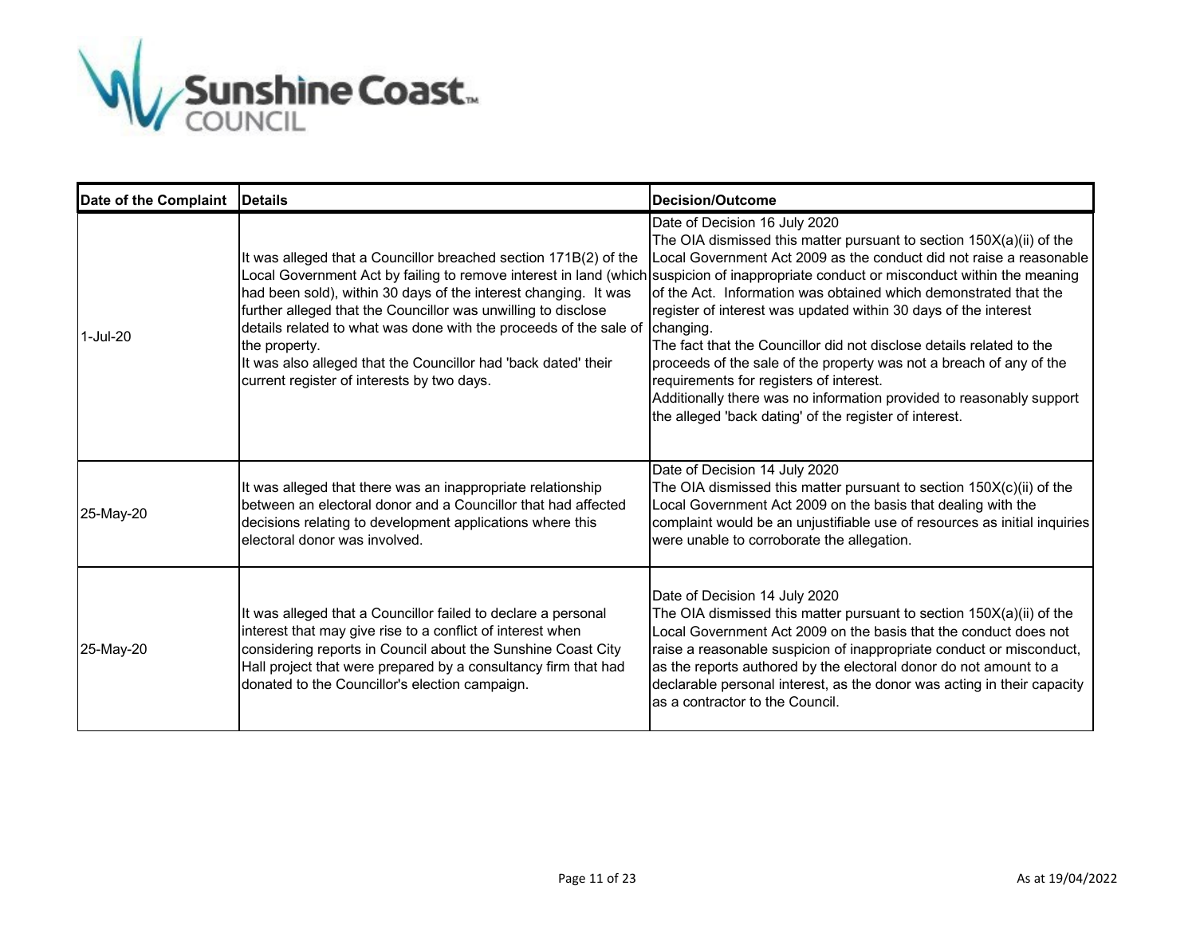| Date of the Complaint | Details | Decision/Outcome |
|---|---|---|
| 1-Jul-20 | It was alleged that a Councillor breached section 171B(2) of the Local Government Act by failing to remove interest in land (which had been sold), within 30 days of the interest changing. It was further alleged that the Councillor was unwilling to disclose details related to what was done with the proceeds of the sale of the property.<br>It was also alleged that the Councillor had 'back dated' their current register of interests by two days. | Date of Decision 16 July 2020<br>The OIA dismissed this matter pursuant to section 150X(a)(ii) of the Local Government Act 2009 as the conduct did not raise a reasonable suspicion of inappropriate conduct or misconduct within the meaning of the Act. Information was obtained which demonstrated that the register of interest was updated within 30 days of the interest changing.<br>The fact that the Councillor did not disclose details related to the proceeds of the sale of the property was not a breach of any of the requirements for registers of interest.<br>Additionally there was no information provided to reasonably support the alleged 'back dating' of the register of interest. |
| 25-May-20 | It was alleged that there was an inappropriate relationship between an electoral donor and a Councillor that had affected decisions relating to development applications where this electoral donor was involved. | Date of Decision 14 July 2020<br>The OIA dismissed this matter pursuant to section 150X(c)(ii) of the Local Government Act 2009 on the basis that dealing with the complaint would be an unjustifiable use of resources as initial inquiries were unable to corroborate the allegation. |
| 25-May-20 | It was alleged that a Councillor failed to declare a personal interest that may give rise to a conflict of interest when considering reports in Council about the Sunshine Coast City Hall project that were prepared by a consultancy firm that had donated to the Councillor's election campaign. | Date of Decision 14 July 2020<br>The OIA dismissed this matter pursuant to section 150X(a)(ii) of the Local Government Act 2009 on the basis that the conduct does not raise a reasonable suspicion of inappropriate conduct or misconduct, as the reports authored by the electoral donor do not amount to a declarable personal interest, as the donor was acting in their capacity as a contractor to the Council. |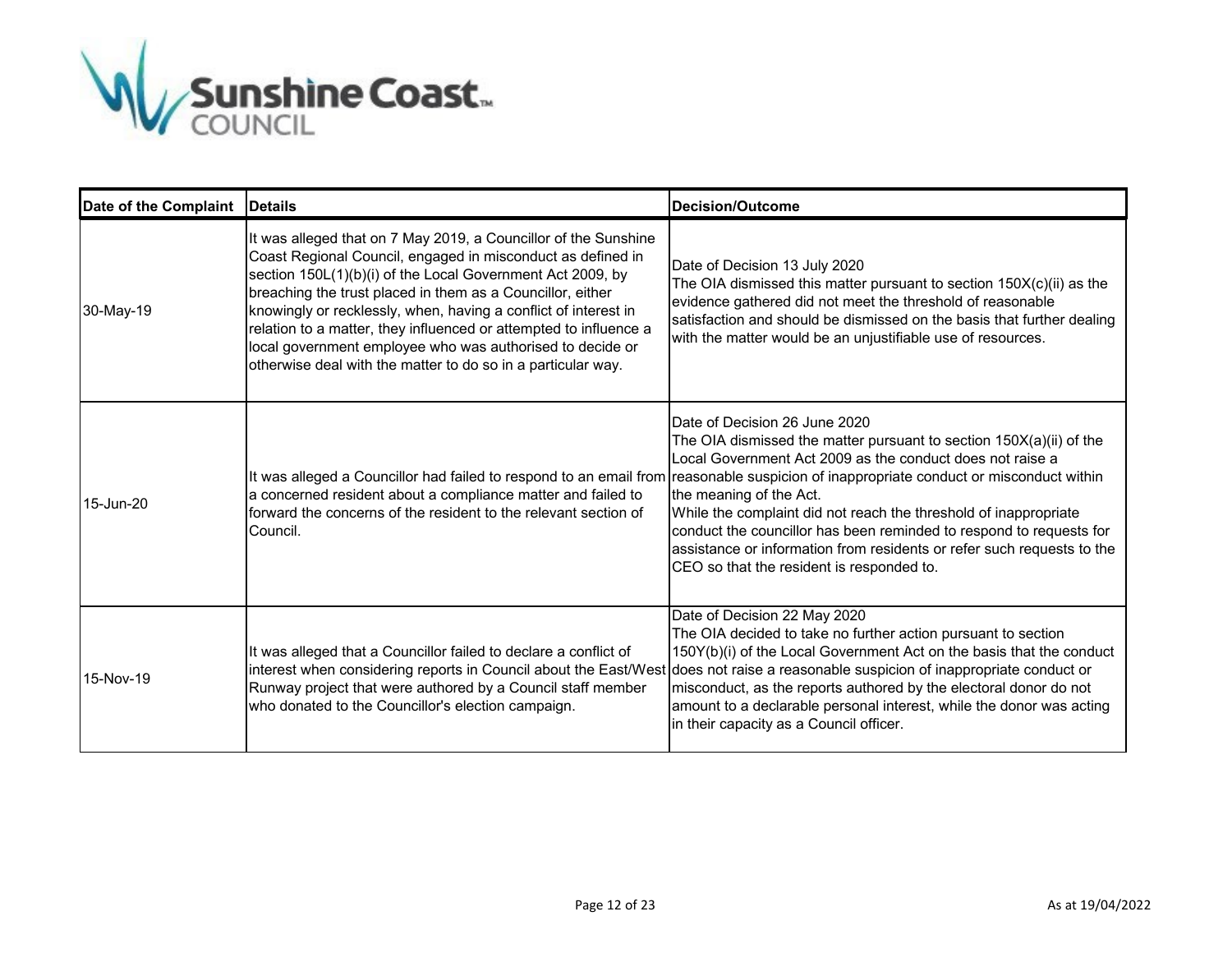| Date of the Complaint | Details | Decision/Outcome |
|---|---|---|
| 30-May-19 | It was alleged that on 7 May 2019, a Councillor of the Sunshine Coast Regional Council, engaged in misconduct as defined in section 150L(1)(b)(i) of the Local Government Act 2009, by breaching the trust placed in them as a Councillor, either knowingly or recklessly, when, having a conflict of interest in relation to a matter, they influenced or attempted to influence a local government employee who was authorised to decide or otherwise deal with the matter to do so in a particular way. | Date of Decision 13 July 2020<br>The OIA dismissed this matter pursuant to section 150X(c)(ii) as the evidence gathered did not meet the threshold of reasonable satisfaction and should be dismissed on the basis that further dealing with the matter would be an unjustifiable use of resources. |
| 15-Jun-20 | It was alleged a Councillor had failed to respond to an email from a concerned resident about a compliance matter and failed to forward the concerns of the resident to the relevant section of Council. | Date of Decision 26 June 2020<br>The OIA dismissed the matter pursuant to section 150X(a)(ii) of the Local Government Act 2009 as the conduct does not raise a reasonable suspicion of inappropriate conduct or misconduct within the meaning of the Act.<br>While the complaint did not reach the threshold of inappropriate conduct the councillor has been reminded to respond to requests for assistance or information from residents or refer such requests to the CEO so that the resident is responded to. |
| 15-Nov-19 | It was alleged that a Councillor failed to declare a conflict of interest when considering reports in Council about the East/West Runway project that were authored by a Council staff member who donated to the Councillor's election campaign. | Date of Decision 22 May 2020<br>The OIA decided to take no further action pursuant to section 150Y(b)(i) of the Local Government Act on the basis that the conduct does not raise a reasonable suspicion of inappropriate conduct or misconduct, as the reports authored by the electoral donor do not amount to a declarable personal interest, while the donor was acting in their capacity as a Council officer. |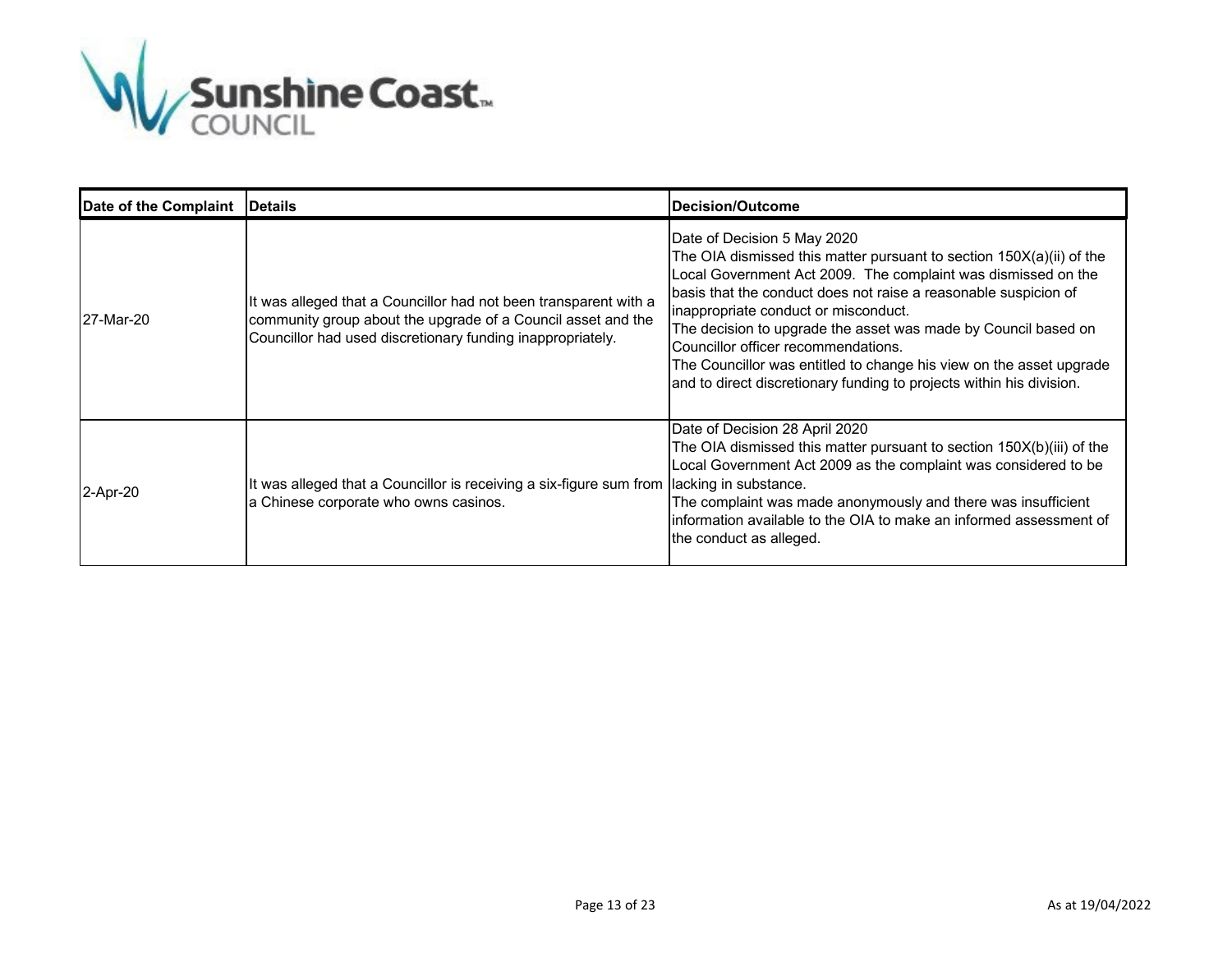| Date of the Complaint | Details | Decision/Outcome |
|---|---|---|
| 27-Mar-20 | It was alleged that a Councillor had not been transparent with a community group about the upgrade of a Council asset and the Councillor had used discretionary funding inappropriately. | Date of Decision 5 May 2020<br>The OIA dismissed this matter pursuant to section 150X(a)(ii) of the Local Government Act 2009. The complaint was dismissed on the basis that the conduct does not raise a reasonable suspicion of inappropriate conduct or misconduct.<br>The decision to upgrade the asset was made by Council based on Councillor officer recommendations.<br>The Councillor was entitled to change his view on the asset upgrade and to direct discretionary funding to projects within his division. |
| 2-Apr-20 | It was alleged that a Councillor is receiving a six-figure sum from a Chinese corporate who owns casinos. | Date of Decision 28 April 2020<br>The OIA dismissed this matter pursuant to section 150X(b)(iii) of the Local Government Act 2009 as the complaint was considered to be lacking in substance.<br>The complaint was made anonymously and there was insufficient information available to the OIA to make an informed assessment of the conduct as alleged. |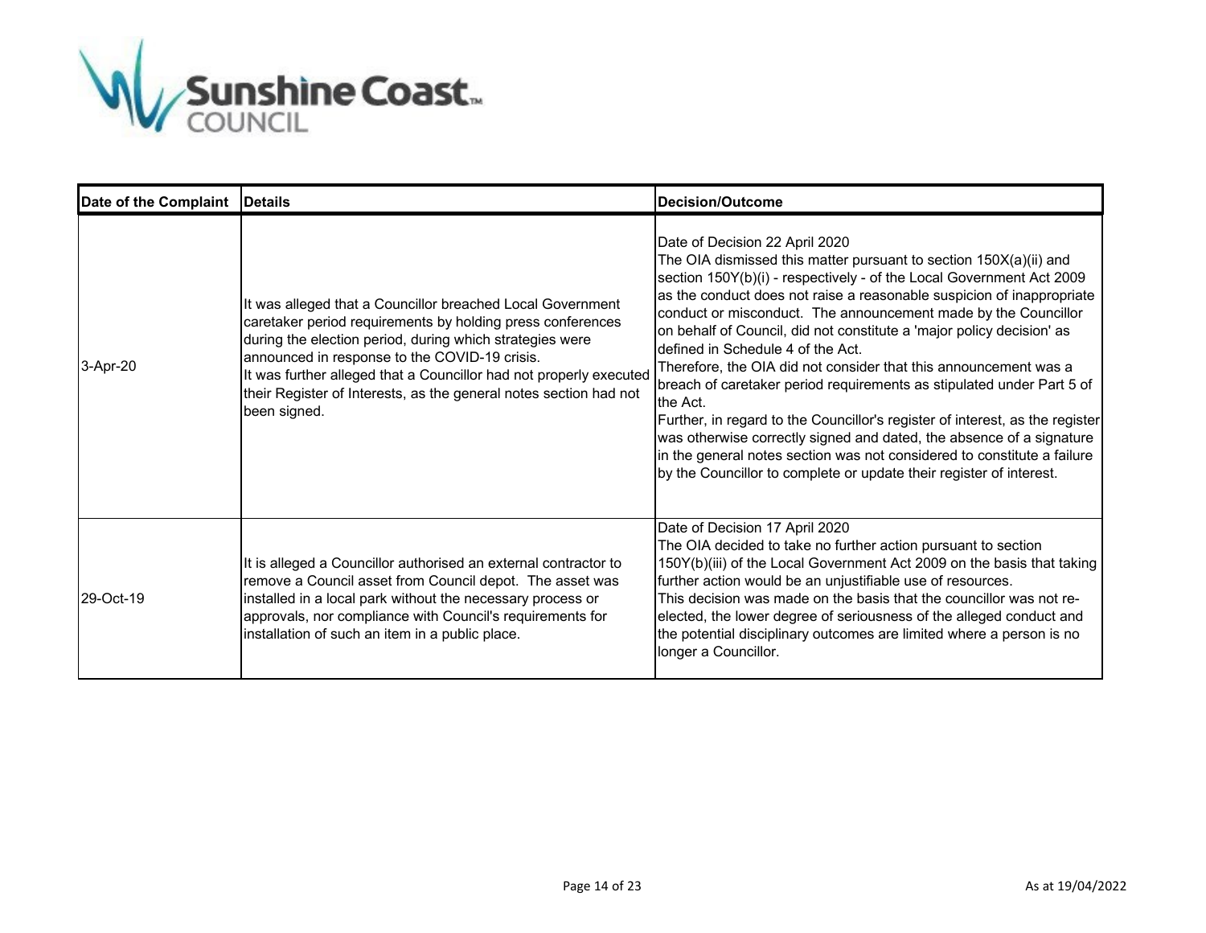| Date of the Complaint | Details | Decision/Outcome |
| --- | --- | --- |
| 3-Apr-20 | It was alleged that a Councillor breached Local Government caretaker period requirements by holding press conferences during the election period, during which strategies were announced in response to the COVID-19 crisis.<br>It was further alleged that a Councillor had not properly executed their Register of Interests, as the general notes section had not been signed. | Date of Decision 22 April 2020<br>The OIA dismissed this matter pursuant to section 150X(a)(ii) and section 150Y(b)(i) - respectively - of the Local Government Act 2009 as the conduct does not raise a reasonable suspicion of inappropriate conduct or misconduct. The announcement made by the Councillor on behalf of Council, did not constitute a 'major policy decision' as defined in Schedule 4 of the Act.<br>Therefore, the OIA did not consider that this announcement was a breach of caretaker period requirements as stipulated under Part 5 of the Act.<br>Further, in regard to the Councillor's register of interest, as the register was otherwise correctly signed and dated, the absence of a signature in the general notes section was not considered to constitute a failure by the Councillor to complete or update their register of interest. |
| 29-Oct-19 | It is alleged a Councillor authorised an external contractor to remove a Council asset from Council depot. The asset was installed in a local park without the necessary process or approvals, nor compliance with Council's requirements for installation of such an item in a public place. | Date of Decision 17 April 2020<br>The OIA decided to take no further action pursuant to section 150Y(b)(iii) of the Local Government Act 2009 on the basis that taking further action would be an unjustifiable use of resources.<br>This decision was made on the basis that the councillor was not re-elected, the lower degree of seriousness of the alleged conduct and the potential disciplinary outcomes are limited where a person is no longer a Councillor. |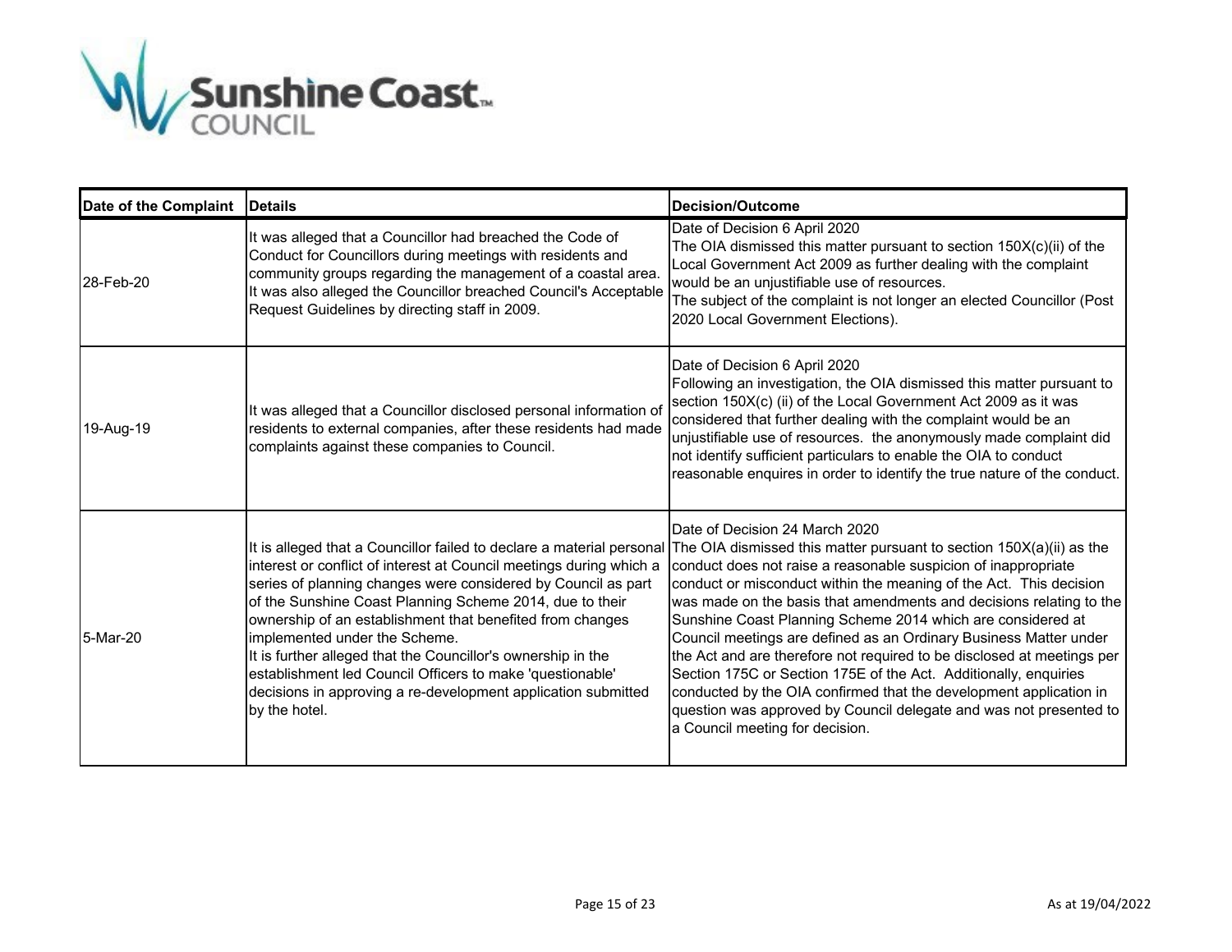| Date of the Complaint | Details | Decision/Outcome |
|---|---|---|
| 28-Feb-20 | It was alleged that a Councillor had breached the Code of Conduct for Councillors during meetings with residents and community groups regarding the management of a coastal area. It was also alleged the Councillor breached Council's Acceptable Request Guidelines by directing staff in 2009. | Date of Decision 6 April 2020<br>The OIA dismissed this matter pursuant to section 150X(c)(ii) of the Local Government Act 2009 as further dealing with the complaint would be an unjustifiable use of resources.<br>The subject of the complaint is not longer an elected Councillor (Post 2020 Local Government Elections). |
| 19-Aug-19 | It was alleged that a Councillor disclosed personal information of residents to external companies, after these residents had made complaints against these companies to Council. | Date of Decision 6 April 2020<br>Following an investigation, the OIA dismissed this matter pursuant to section 150X(c) (ii) of the Local Government Act 2009 as it was considered that further dealing with the complaint would be an unjustifiable use of resources. the anonymously made complaint did not identify sufficient particulars to enable the OIA to conduct reasonable enquires in order to identify the true nature of the conduct. |
| 5-Mar-20 | It is alleged that a Councillor failed to declare a material personal interest or conflict of interest at Council meetings during which a series of planning changes were considered by Council as part of the Sunshine Coast Planning Scheme 2014, due to their ownership of an establishment that benefited from changes implemented under the Scheme.<br>It is further alleged that the Councillor's ownership in the establishment led Council Officers to make 'questionable' decisions in approving a re-development application submitted by the hotel. | Date of Decision 24 March 2020<br>The OIA dismissed this matter pursuant to section 150X(a)(ii) as the conduct does not raise a reasonable suspicion of inappropriate conduct or misconduct within the meaning of the Act. This decision was made on the basis that amendments and decisions relating to the Sunshine Coast Planning Scheme 2014 which are considered at Council meetings are defined as an Ordinary Business Matter under the Act and are therefore not required to be disclosed at meetings per Section 175C or Section 175E of the Act. Additionally, enquiries conducted by the OIA confirmed that the development application in question was approved by Council delegate and was not presented to a Council meeting for decision. |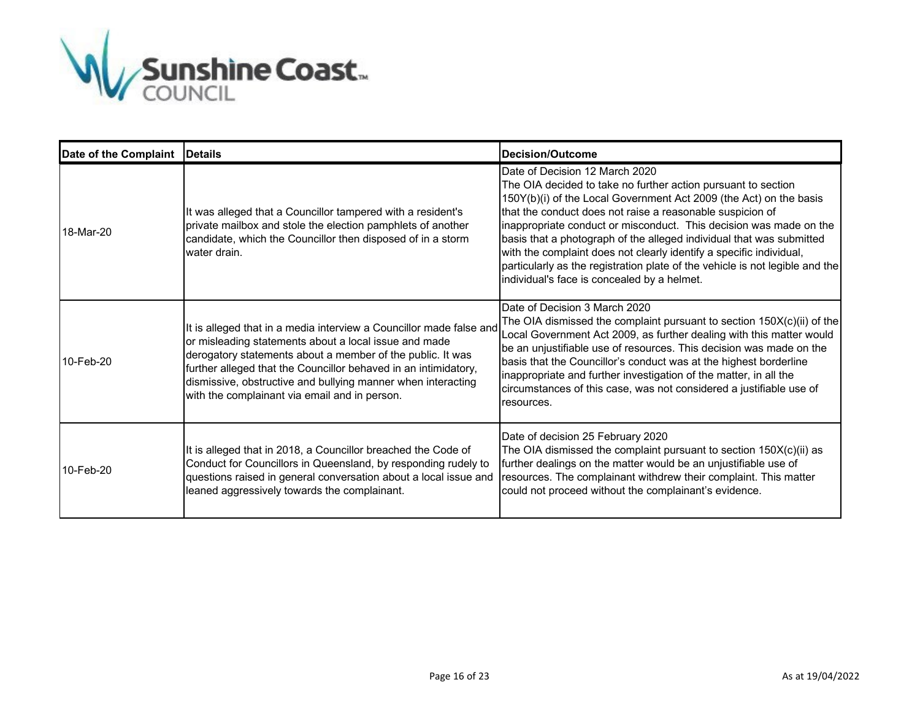| Date of the Complaint | Details | Decision/Outcome |
|---|---|---|
| 18-Mar-20 | It was alleged that a Councillor tampered with a resident's private mailbox and stole the election pamphlets of another candidate, which the Councillor then disposed of in a storm water drain. | Date of Decision 12 March 2020<br>The OIA decided to take no further action pursuant to section 150Y(b)(i) of the Local Government Act 2009 (the Act) on the basis that the conduct does not raise a reasonable suspicion of inappropriate conduct or misconduct. This decision was made on the basis that a photograph of the alleged individual that was submitted with the complaint does not clearly identify a specific individual, particularly as the registration plate of the vehicle is not legible and the individual's face is concealed by a helmet. |
| 10-Feb-20 | It is alleged that in a media interview a Councillor made false and or misleading statements about a local issue and made derogatory statements about a member of the public. It was further alleged that the Councillor behaved in an intimidatory, dismissive, obstructive and bullying manner when interacting with the complainant via email and in person. | Date of Decision 3 March 2020<br>The OIA dismissed the complaint pursuant to section 150X(c)(ii) of the Local Government Act 2009, as further dealing with this matter would be an unjustifiable use of resources. This decision was made on the basis that the Councillor's conduct was at the highest borderline inappropriate and further investigation of the matter, in all the circumstances of this case, was not considered a justifiable use of resources. |
| 10-Feb-20 | It is alleged that in 2018, a Councillor breached the Code of Conduct for Councillors in Queensland, by responding rudely to questions raised in general conversation about a local issue and leaned aggressively towards the complainant. | Date of decision 25 February 2020<br>The OIA dismissed the complaint pursuant to section 150X(c)(ii) as further dealings on the matter would be an unjustifiable use of resources. The complainant withdrew their complaint. This matter could not proceed without the complainant's evidence. |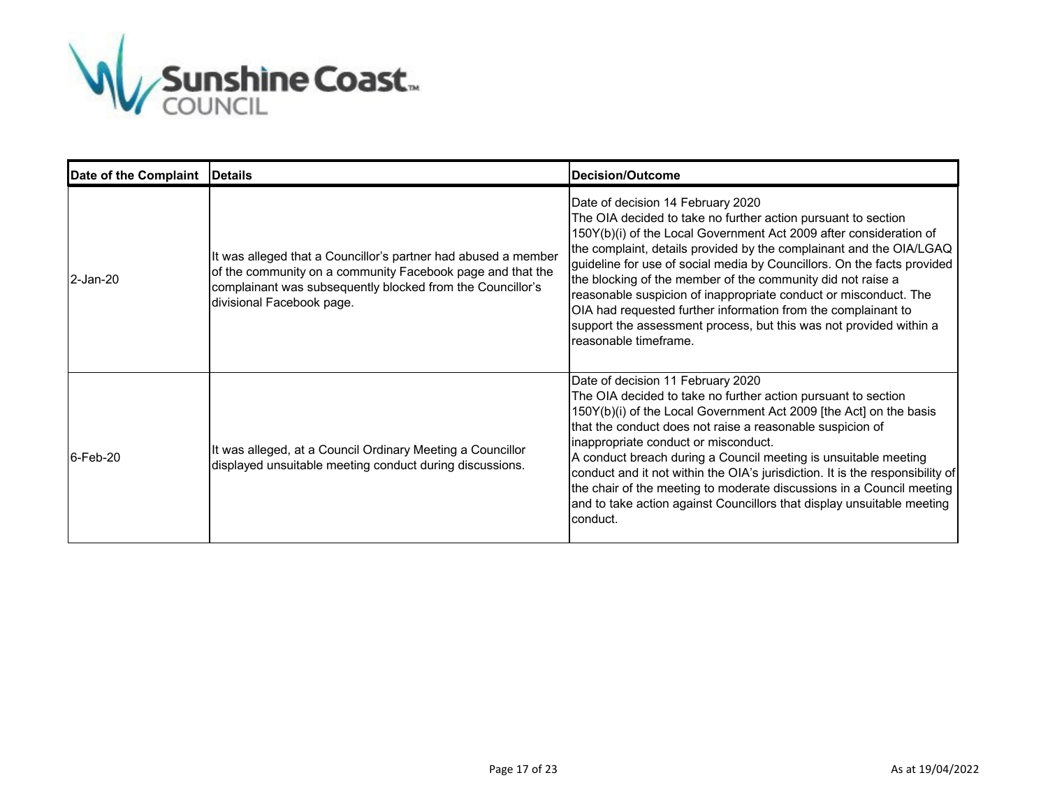| Date of the Complaint | Details | Decision/Outcome |
|---|---|---|
| 2-Jan-20 | It was alleged that a Councillor's partner had abused a member of the community on a community Facebook page and that the complainant was subsequently blocked from the Councillor's divisional Facebook page. | Date of decision 14 February 2020<br>The OIA decided to take no further action pursuant to section 150Y(b)(i) of the Local Government Act 2009 after consideration of the complaint, details provided by the complainant and the OIA/LGAQ guideline for use of social media by Councillors. On the facts provided the blocking of the member of the community did not raise a reasonable suspicion of inappropriate conduct or misconduct. The OIA had requested further information from the complainant to support the assessment process, but this was not provided within a reasonable timeframe. |
| 6-Feb-20 | It was alleged, at a Council Ordinary Meeting a Councillor displayed unsuitable meeting conduct during discussions. | Date of decision 11 February 2020<br>The OIA decided to take no further action pursuant to section 150Y(b)(i) of the Local Government Act 2009 [the Act] on the basis that the conduct does not raise a reasonable suspicion of inappropriate conduct or misconduct.<br>A conduct breach during a Council meeting is unsuitable meeting conduct and it not within the OIA's jurisdiction. It is the responsibility of the chair of the meeting to moderate discussions in a Council meeting and to take action against Councillors that display unsuitable meeting conduct. |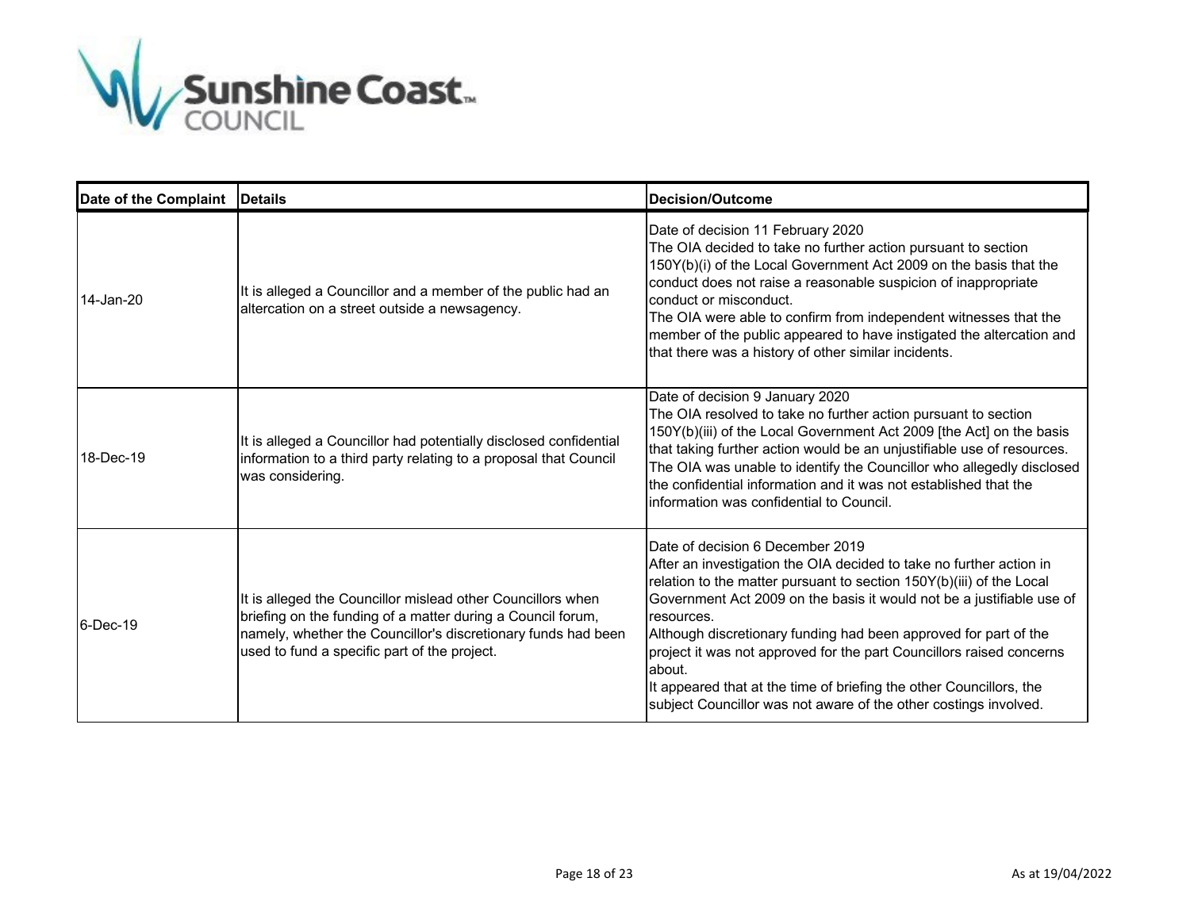| Date of the Complaint | Details | Decision/Outcome |
| --- | --- | --- |
| 14-Jan-20 | It is alleged a Councillor and a member of the public had an altercation on a street outside a newsagency. | Date of decision 11 February 2020<br>The OIA decided to take no further action pursuant to section 150Y(b)(i) of the Local Government Act 2009 on the basis that the conduct does not raise a reasonable suspicion of inappropriate conduct or misconduct.<br>The OIA were able to confirm from independent witnesses that the member of the public appeared to have instigated the altercation and that there was a history of other similar incidents. |
| 18-Dec-19 | It is alleged a Councillor had potentially disclosed confidential information to a third party relating to a proposal that Council was considering. | Date of decision 9 January 2020<br>The OIA resolved to take no further action pursuant to section 150Y(b)(iii) of the Local Government Act 2009 [the Act] on the basis that taking further action would be an unjustifiable use of resources.<br>The OIA was unable to identify the Councillor who allegedly disclosed the confidential information and it was not established that the information was confidential to Council. |
| 6-Dec-19 | It is alleged the Councillor mislead other Councillors when briefing on the funding of a matter during a Council forum, namely, whether the Councillor's discretionary funds had been used to fund a specific part of the project. | Date of decision 6 December 2019<br>After an investigation the OIA decided to take no further action in relation to the matter pursuant to section 150Y(b)(iii) of the Local Government Act 2009 on the basis it would not be a justifiable use of resources.<br>Although discretionary funding had been approved for part of the project it was not approved for the part Councillors raised concerns about.<br>It appeared that at the time of briefing the other Councillors, the subject Councillor was not aware of the other costings involved. |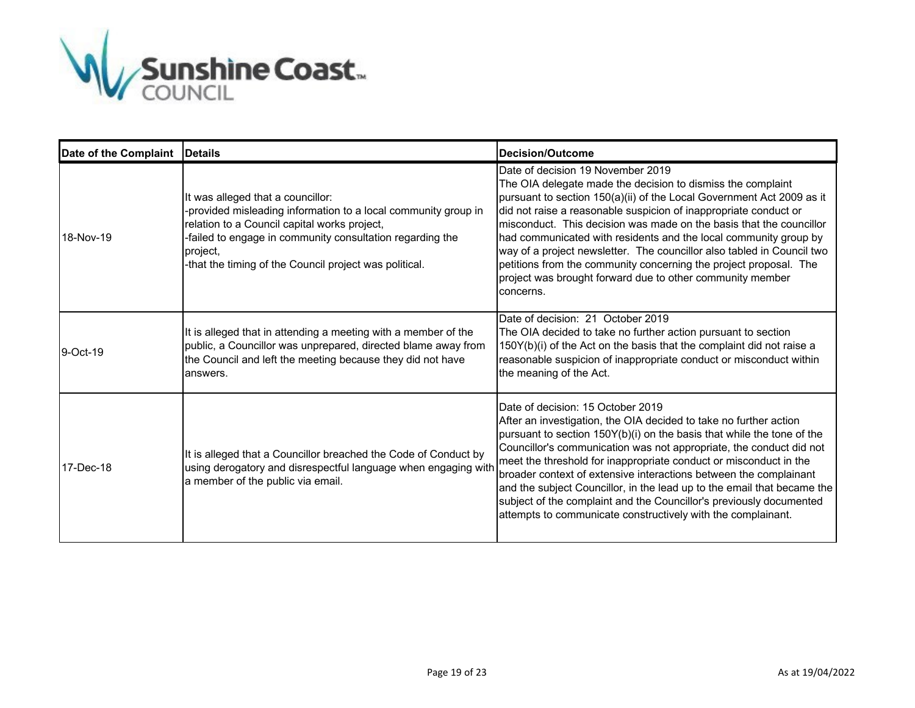| Date of the Complaint | Details | Decision/Outcome |
|---|---|---|
| 18-Nov-19 | It was alleged that a councillor:<br>-provided misleading information to a local community group in relation to a Council capital works project,<br>-failed to engage in community consultation regarding the project,<br>-that the timing of the Council project was political. | Date of decision 19 November 2019<br>The OIA delegate made the decision to dismiss the complaint pursuant to section 150(a)(ii) of the Local Government Act 2009 as it did not raise a reasonable suspicion of inappropriate conduct or misconduct. This decision was made on the basis that the councillor had communicated with residents and the local community group by way of a project newsletter. The councillor also tabled in Council two petitions from the community concerning the project proposal. The project was brought forward due to other community member concerns. |
| 9-Oct-19 | It is alleged that in attending a meeting with a member of the public, a Councillor was unprepared, directed blame away from the Council and left the meeting because they did not have answers. | Date of decision: 21 October 2019<br>The OIA decided to take no further action pursuant to section 150Y(b)(i) of the Act on the basis that the complaint did not raise a reasonable suspicion of inappropriate conduct or misconduct within the meaning of the Act. |
| 17-Dec-18 | It is alleged that a Councillor breached the Code of Conduct by using derogatory and disrespectful language when engaging with a member of the public via email. | Date of decision: 15 October 2019<br>After an investigation, the OIA decided to take no further action pursuant to section 150Y(b)(i) on the basis that while the tone of the Councillor's communication was not appropriate, the conduct did not meet the threshold for inappropriate conduct or misconduct in the broader context of extensive interactions between the complainant and the subject Councillor, in the lead up to the email that became the subject of the complaint and the Councillor's previously documented attempts to communicate constructively with the complainant. |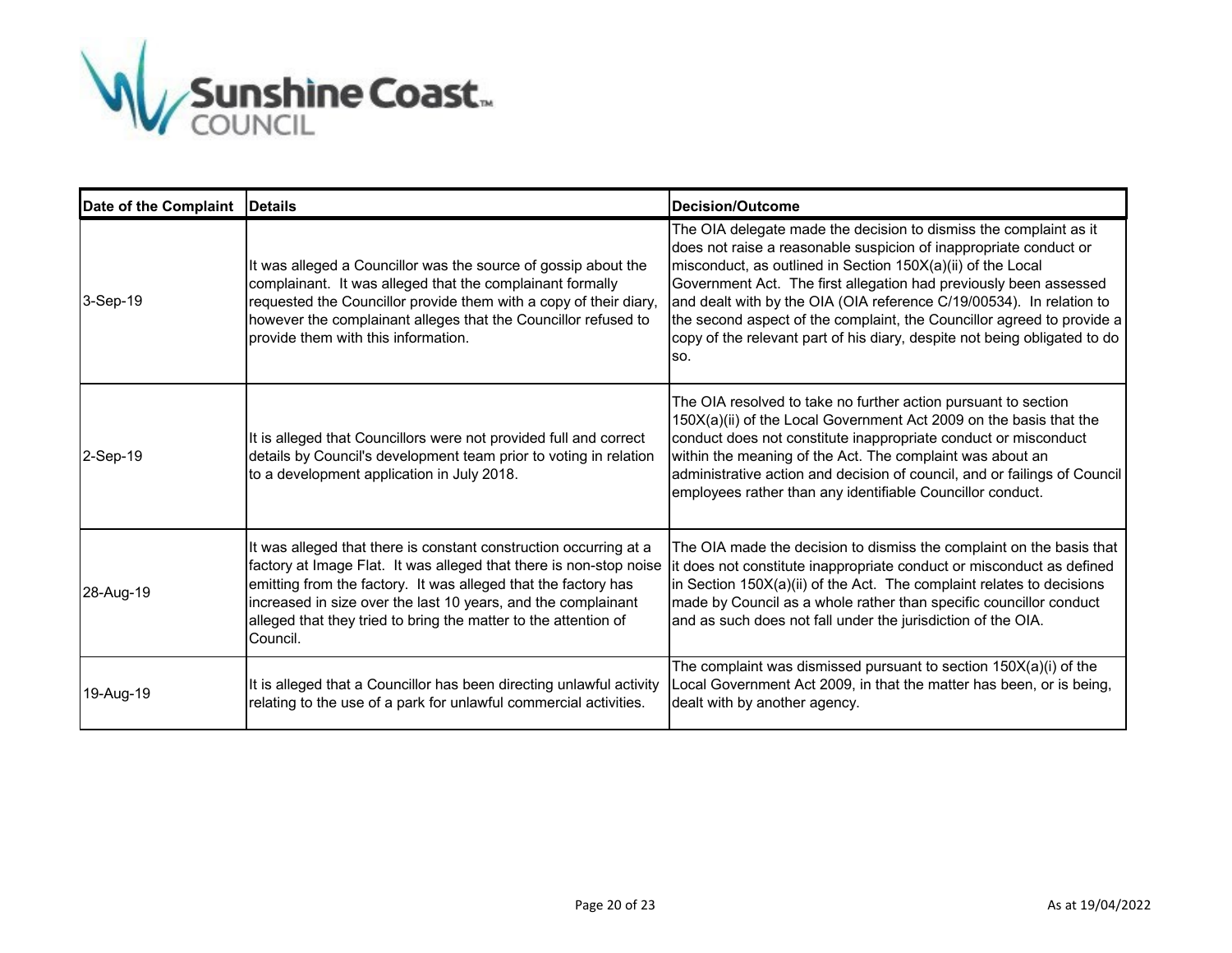| Date of the Complaint | Details | Decision/Outcome |
|---|---|---|
| 3-Sep-19 | It was alleged a Councillor was the source of gossip about the complainant. It was alleged that the complainant formally requested the Councillor provide them with a copy of their diary, however the complainant alleges that the Councillor refused to provide them with this information. | The OIA delegate made the decision to dismiss the complaint as it does not raise a reasonable suspicion of inappropriate conduct or misconduct, as outlined in Section 150X(a)(ii) of the Local Government Act. The first allegation had previously been assessed and dealt with by the OIA (OIA reference C/19/00534). In relation to the second aspect of the complaint, the Councillor agreed to provide a copy of the relevant part of his diary, despite not being obligated to do so. |
| 2-Sep-19 | It is alleged that Councillors were not provided full and correct details by Council's development team prior to voting in relation to a development application in July 2018. | The OIA resolved to take no further action pursuant to section 150X(a)(ii) of the Local Government Act 2009 on the basis that the conduct does not constitute inappropriate conduct or misconduct within the meaning of the Act. The complaint was about an administrative action and decision of council, and or failings of Council employees rather than any identifiable Councillor conduct. |
| 28-Aug-19 | It was alleged that there is constant construction occurring at a factory at Image Flat. It was alleged that there is non-stop noise emitting from the factory. It was alleged that the factory has increased in size over the last 10 years, and the complainant alleged that they tried to bring the matter to the attention of Council. | The OIA made the decision to dismiss the complaint on the basis that it does not constitute inappropriate conduct or misconduct as defined in Section 150X(a)(ii) of the Act. The complaint relates to decisions made by Council as a whole rather than specific councillor conduct and as such does not fall under the jurisdiction of the OIA. |
| 19-Aug-19 | It is alleged that a Councillor has been directing unlawful activity relating to the use of a park for unlawful commercial activities. | The complaint was dismissed pursuant to section 150X(a)(i) of the Local Government Act 2009, in that the matter has been, or is being, dealt with by another agency. |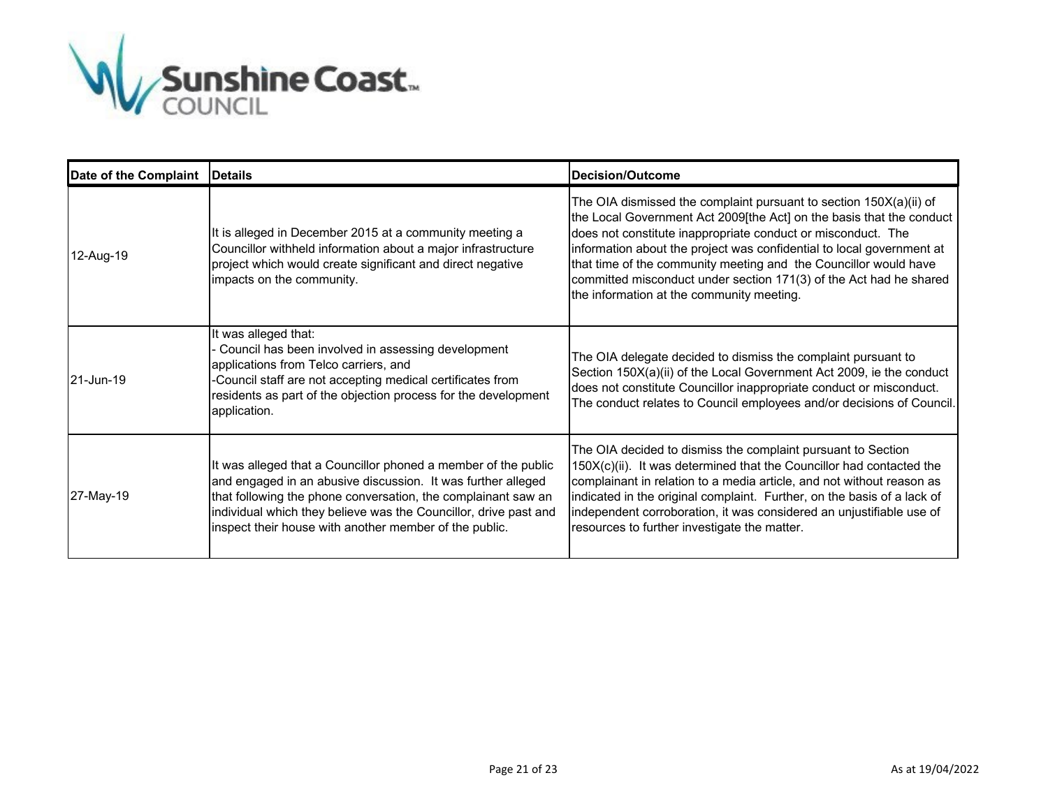| Date of the Complaint | Details | Decision/Outcome |
|---|---|---|
| 12-Aug-19 | It is alleged in December 2015 at a community meeting a Councillor withheld information about a major infrastructure project which would create significant and direct negative impacts on the community. | The OIA dismissed the complaint pursuant to section 150X(a)(ii) of the Local Government Act 2009[the Act] on the basis that the conduct does not constitute inappropriate conduct or misconduct. The information about the project was confidential to local government at that time of the community meeting and the Councillor would have committed misconduct under section 171(3) of the Act had he shared the information at the community meeting. |
| 21-Jun-19 | It was alleged that:<br>- Council has been involved in assessing development applications from Telco carriers, and<br>-Council staff are not accepting medical certificates from residents as part of the objection process for the development application. | The OIA delegate decided to dismiss the complaint pursuant to Section 150X(a)(ii) of the Local Government Act 2009, ie the conduct does not constitute Councillor inappropriate conduct or misconduct. The conduct relates to Council employees and/or decisions of Council. |
| 27-May-19 | It was alleged that a Councillor phoned a member of the public and engaged in an abusive discussion. It was further alleged that following the phone conversation, the complainant saw an individual which they believe was the Councillor, drive past and inspect their house with another member of the public. | The OIA decided to dismiss the complaint pursuant to Section 150X(c)(ii). It was determined that the Councillor had contacted the complainant in relation to a media article, and not without reason as indicated in the original complaint. Further, on the basis of a lack of independent corroboration, it was considered an unjustifiable use of resources to further investigate the matter. |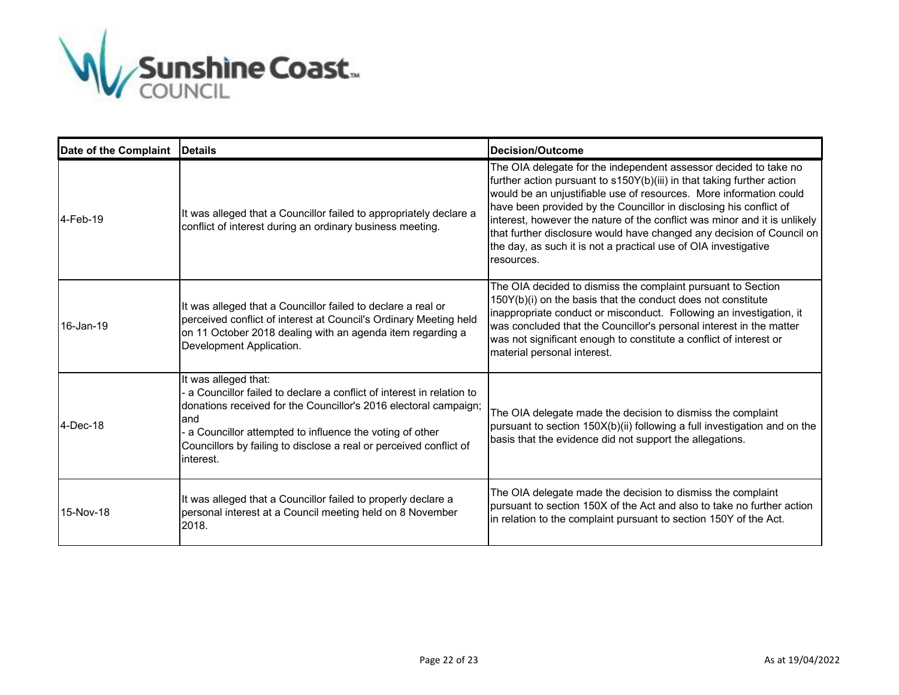| Date of the Complaint | Details | Decision/Outcome |
| --- | --- | --- |
| 4-Feb-19 | It was alleged that a Councillor failed to appropriately declare a conflict of interest during an ordinary business meeting. | The OIA delegate for the independent assessor decided to take no further action pursuant to s150Y(b)(iii) in that taking further action would be an unjustifiable use of resources. More information could have been provided by the Councillor in disclosing his conflict of interest, however the nature of the conflict was minor and it is unlikely that further disclosure would have changed any decision of Council on the day, as such it is not a practical use of OIA investigative resources. |
| 16-Jan-19 | It was alleged that a Councillor failed to declare a real or perceived conflict of interest at Council's Ordinary Meeting held on 11 October 2018 dealing with an agenda item regarding a Development Application. | The OIA decided to dismiss the complaint pursuant to Section 150Y(b)(i) on the basis that the conduct does not constitute inappropriate conduct or misconduct. Following an investigation, it was concluded that the Councillor's personal interest in the matter was not significant enough to constitute a conflict of interest or material personal interest. |
| 4-Dec-18 | It was alleged that:<br>- a Councillor failed to declare a conflict of interest in relation to donations received for the Councillor's 2016 electoral campaign; and<br>- a Councillor attempted to influence the voting of other Councillors by failing to disclose a real or perceived conflict of interest. | The OIA delegate made the decision to dismiss the complaint pursuant to section 150X(b)(ii) following a full investigation and on the basis that the evidence did not support the allegations. |
| 15-Nov-18 | It was alleged that a Councillor failed to properly declare a personal interest at a Council meeting held on 8 November 2018. | The OIA delegate made the decision to dismiss the complaint pursuant to section 150X of the Act and also to take no further action in relation to the complaint pursuant to section 150Y of the Act. |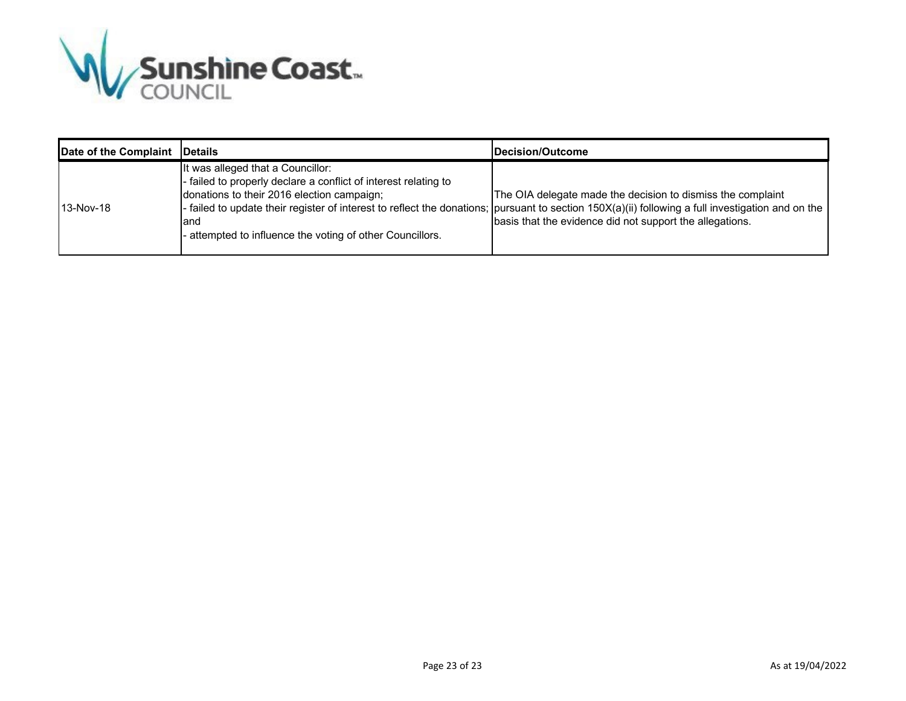| Date of the Complaint | Details | Decision/Outcome |
|---|---|---|
| 13-Nov-18 | It was alleged that a Councillor:<br>- failed to properly declare a conflict of interest relating to donations to their 2016 election campaign;<br>- failed to update their register of interest to reflect the donations; and<br>- attempted to influence the voting of other Councillors. | The OIA delegate made the decision to dismiss the complaint pursuant to section 150X(a)(ii) following a full investigation and on the basis that the evidence did not support the allegations. |

As at 19/04/2022